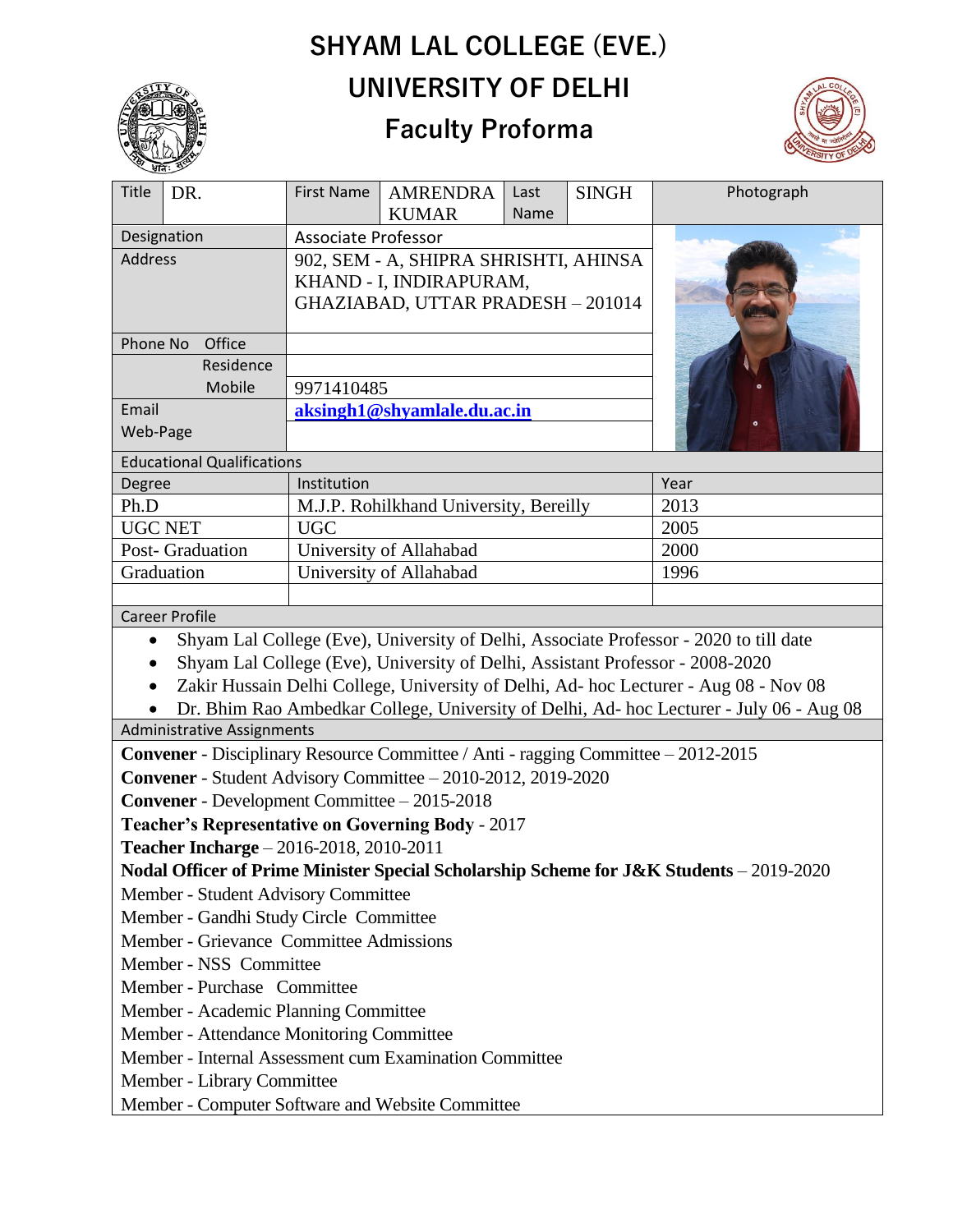# SHYAM LAL COLLEGE (EVE.)

## UNIVERSITY OF DELHI

## Faculty Proforma

| Title | DR. | First Name | AMRENDRA KUMAR | Last Name | SINGH | Photograph |
|---|---|---|---|---|---|---|
| Designation | | Associate Professor | | | | |
| Address | | 902, SEM - A, SHIPRA SHRISHTI, AHINSA KHAND - I, INDIRAPURAM, GHAZIABAD, UTTAR PRADESH – 201014 | | | | |
| Phone No | Office | | | | | |
| | Residence | | | | | |
| | Mobile | 9971410485 | | | | |
| Email | | aksingh1@shyamlale.du.ac.in | | | | |
| Web-Page | | | | | | |

### Educational Qualifications

| Degree | Institution | Year |
|---|---|---|
| Ph.D | M.J.P. Rohilkhand University, Bereilly | 2013 |
| UGC NET | UGC | 2005 |
| Post- Graduation | University of Allahabad | 2000 |
| Graduation | University of Allahabad | 1996 |
| | | |

### Career Profile

- Shyam Lal College (Eve), University of Delhi, Associate Professor - 2020 to till date
- Shyam Lal College (Eve), University of Delhi, Assistant Professor - 2008-2020
- Zakir Hussain Delhi College, University of Delhi, Ad- hoc Lecturer - Aug 08 - Nov 08
- Dr. Bhim Rao Ambedkar College, University of Delhi, Ad- hoc Lecturer - July 06 - Aug 08

### Administrative Assignments

**Convener** - Disciplinary Resource Committee / Anti - ragging Committee – 2012-2015

**Convener** - Student Advisory Committee – 2010-2012, 2019-2020

**Convener** - Development Committee – 2015-2018

**Teacher's Representative on Governing Body** - 2017

**Teacher Incharge** – 2016-2018, 2010-2011

**Nodal Officer of Prime Minister Special Scholarship Scheme for J&K Students** – 2019-2020

Member - Student Advisory Committee

Member - Gandhi Study Circle Committee

Member - Grievance Committee Admissions

Member - NSS Committee

Member - Purchase Committee

Member - Academic Planning Committee

Member - Attendance Monitoring Committee

Member - Internal Assessment cum Examination Committee

Member - Library Committee

Member - Computer Software and Website Committee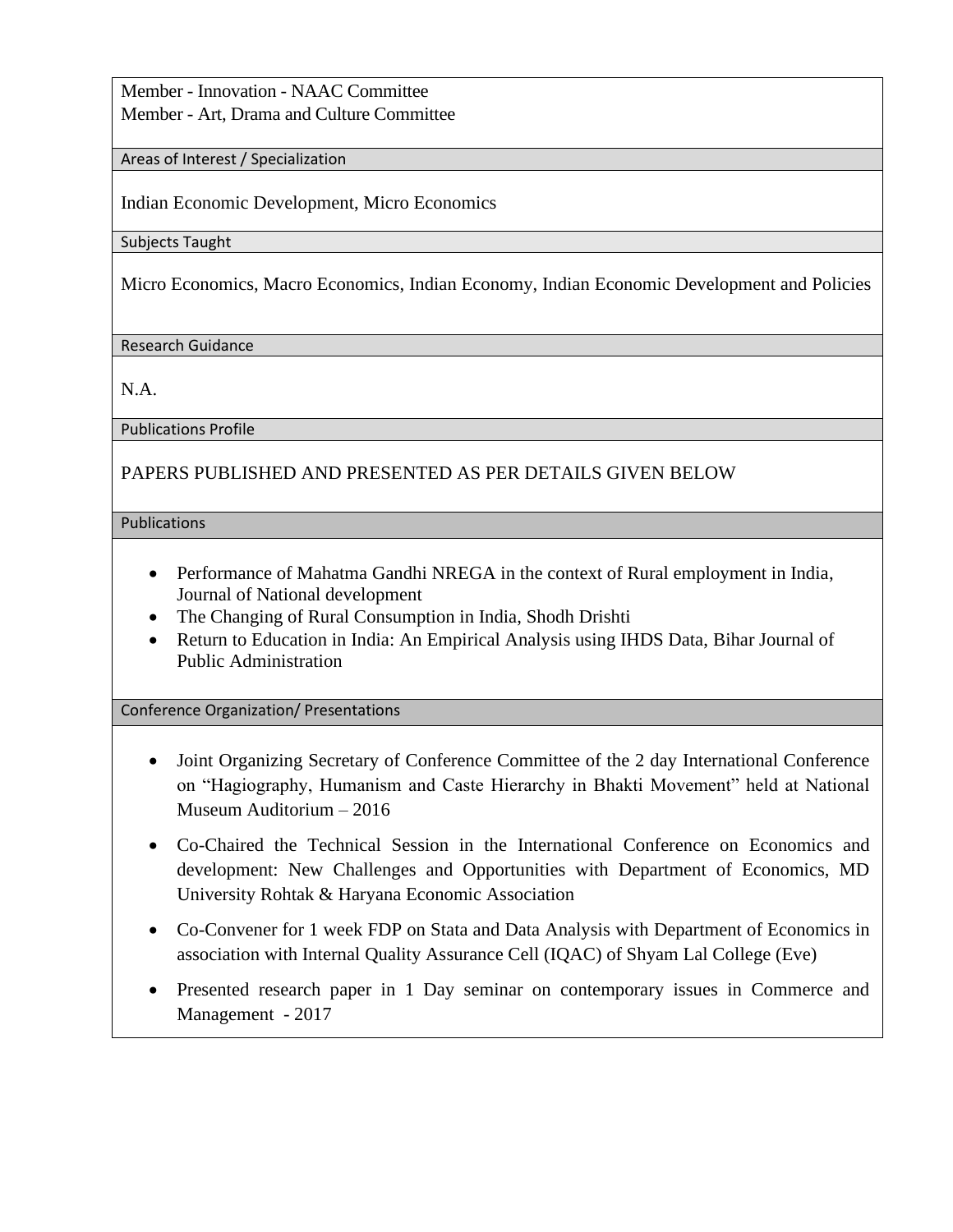Member - Innovation - NAAC Committee
Member - Art, Drama and Culture Committee

## Areas of Interest / Specialization

Indian Economic Development, Micro Economics

## Subjects Taught

Micro Economics, Macro Economics, Indian Economy, Indian Economic Development and Policies

## Research Guidance

N.A.

## Publications Profile

PAPERS PUBLISHED AND PRESENTED AS PER DETAILS GIVEN BELOW

## Publications

- Performance of Mahatma Gandhi NREGA in the context of Rural employment in India, Journal of National development
- The Changing of Rural Consumption in India, Shodh Drishti
- Return to Education in India: An Empirical Analysis using IHDS Data, Bihar Journal of Public Administration

## Conference Organization/ Presentations

- Joint Organizing Secretary of Conference Committee of the 2 day International Conference on "Hagiography, Humanism and Caste Hierarchy in Bhakti Movement" held at National Museum Auditorium – 2016
- Co-Chaired the Technical Session in the International Conference on Economics and development: New Challenges and Opportunities with Department of Economics, MD University Rohtak & Haryana Economic Association
- Co-Convener for 1 week FDP on Stata and Data Analysis with Department of Economics in association with Internal Quality Assurance Cell (IQAC) of Shyam Lal College (Eve)
- Presented research paper in 1 Day seminar on contemporary issues in Commerce and Management - 2017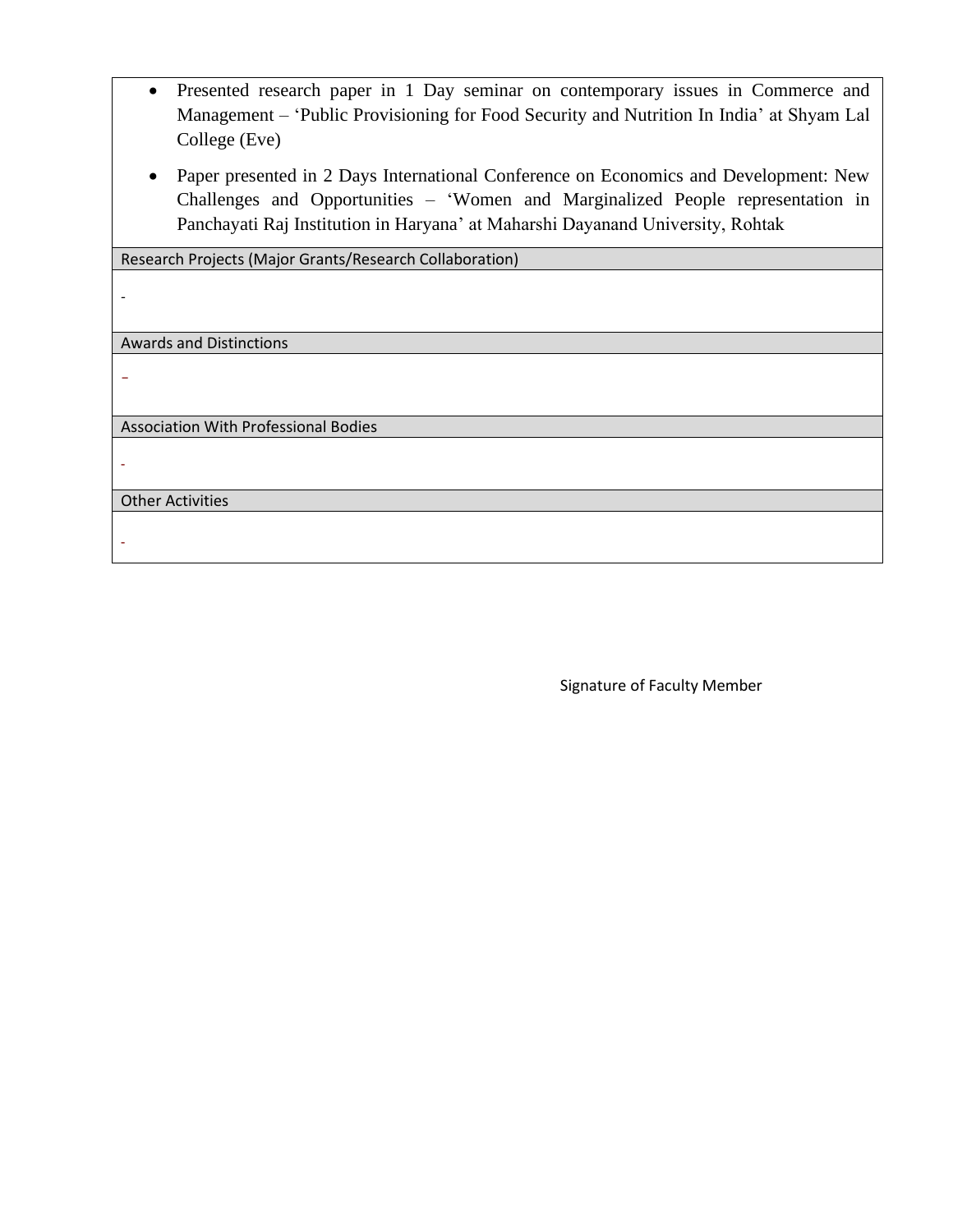- Presented research paper in 1 Day seminar on contemporary issues in Commerce and Management – 'Public Provisioning for Food Security and Nutrition In India' at Shyam Lal College (Eve)
- Paper presented in 2 Days International Conference on Economics and Development: New Challenges and Opportunities – 'Women and Marginalized People representation in Panchayati Raj Institution in Haryana' at Maharshi Dayanand University, Rohtak

**Research Projects (Major Grants/Research Collaboration)**

-

**Awards and Distinctions**

-

**Association With Professional Bodies**

-

**Other Activities**

-

Signature of Faculty Member